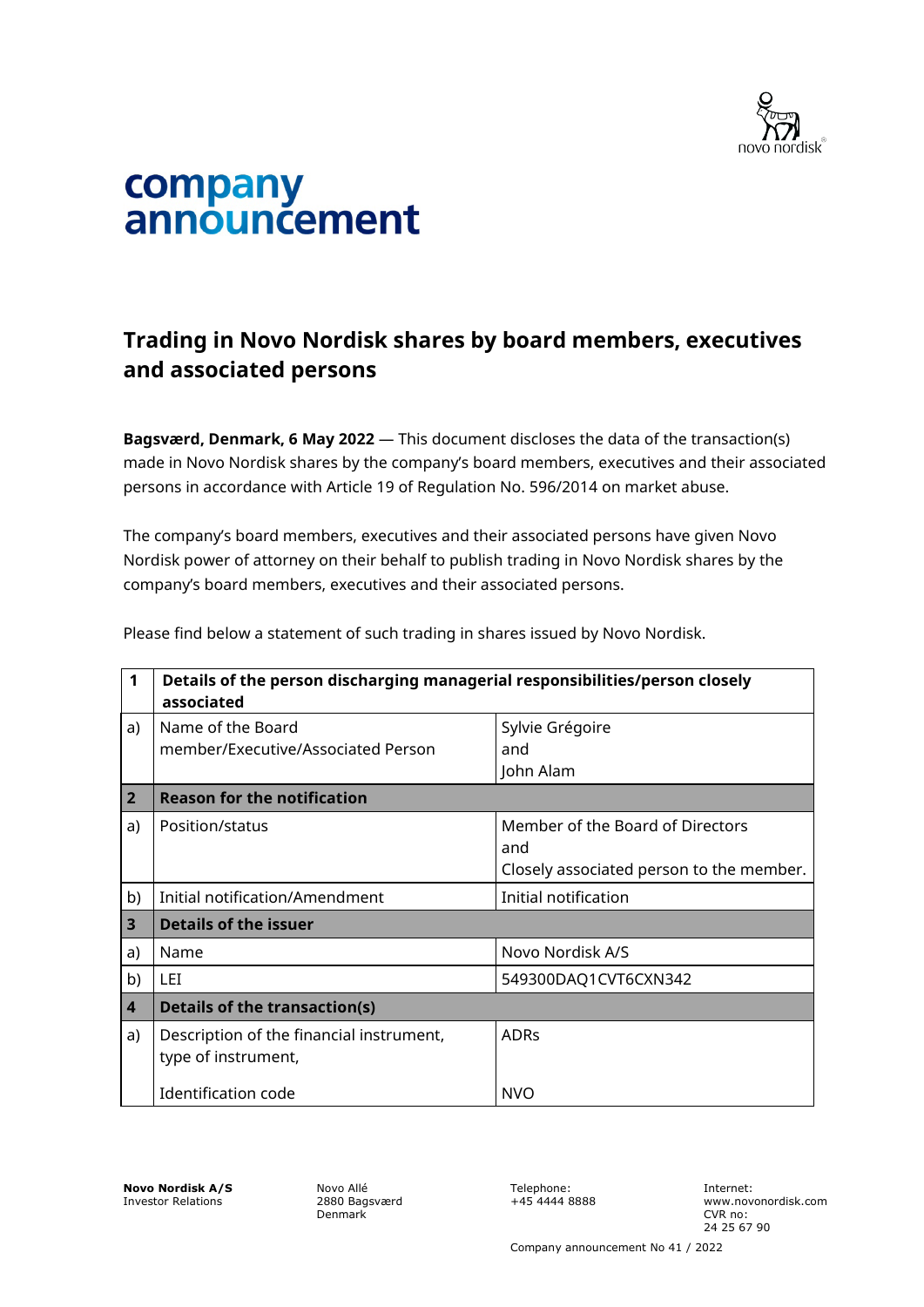# company announcement

## Trading in Novo Nordisk shares by board members, executives and associated persons

**Bagsværd, Denmark, 6 May 2022** — This document discloses the data of the transaction(s) made in Novo Nordisk shares by the company's board members, executives and their associated persons in accordance with Article 19 of Regulation No. 596/2014 on market abuse.

The company's board members, executives and their associated persons have given Novo Nordisk power of attorney on their behalf to publish trading in Novo Nordisk shares by the company's board members, executives and their associated persons.

Please find below a statement of such trading in shares issued by Novo Nordisk.

| 1 | Details of the person discharging managerial responsibilities/person closely associated | |
|---|---|---|
| a) | Name of the Board member/Executive/Associated Person | Sylvie Grégoire<br>and<br>John Alam |
| **2** | **Reason for the notification** | |
| a) | Position/status | Member of the Board of Directors<br>and<br>Closely associated person to the member. |
| b) | Initial notification/Amendment | Initial notification |
| **3** | **Details of the issuer** | |
| a) | Name | Novo Nordisk A/S |
| b) | LEI | 549300DAQ1CVT6CXN342 |
| **4** | **Details of the transaction(s)** | |
| a) | Description of the financial instrument, type of instrument,<br><br>Identification code | ADRs<br><br>NVO |

**Novo Nordisk A/S**
Investor Relations

Novo Allé
2880 Bagsværd
Denmark

Telephone:
+45 4444 8888

Internet:
www.novonordisk.com
CVR no:
24 25 67 90

Company announcement No 41 / 2022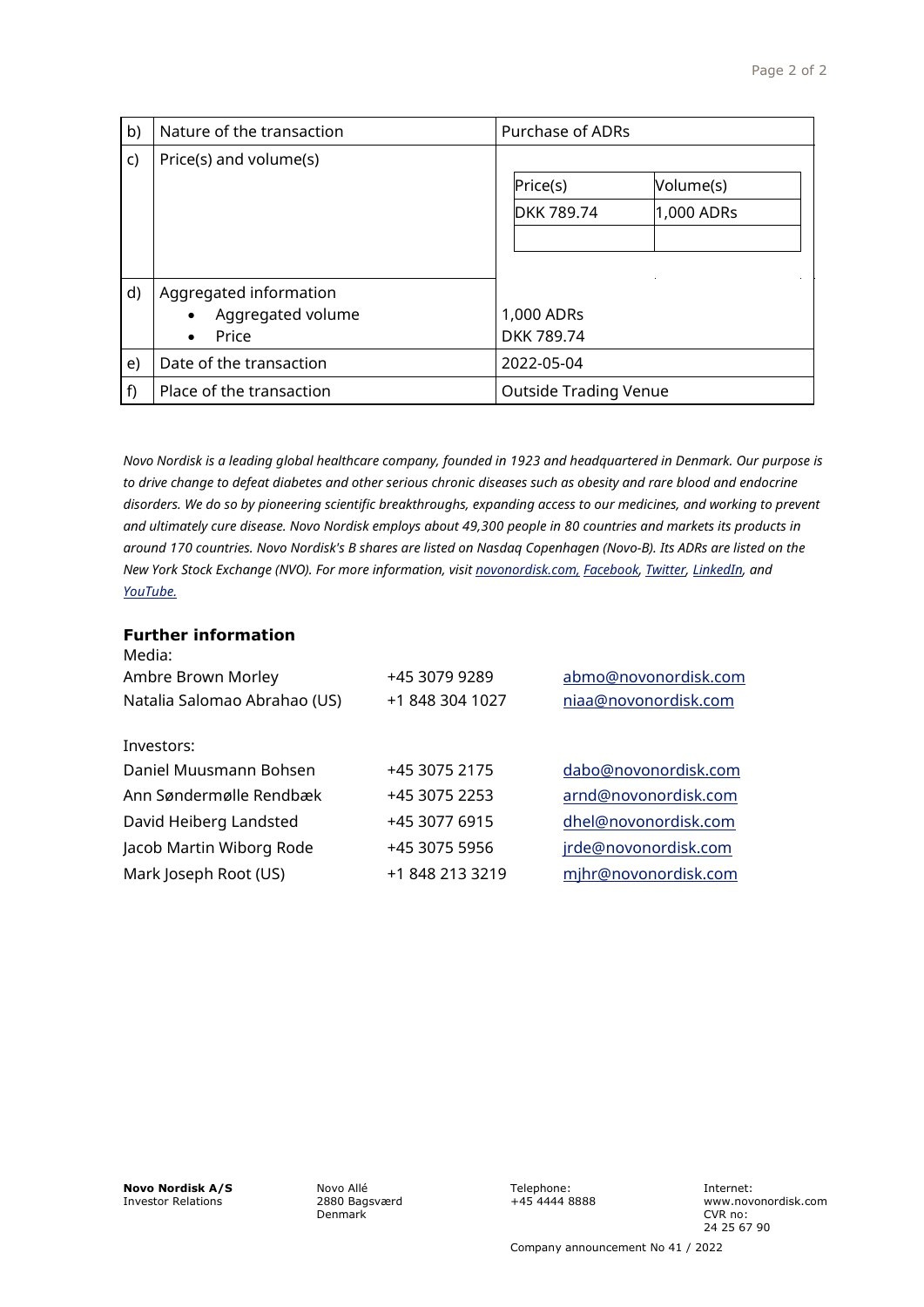| | | |
|---|---|---|
| b) | Nature of the transaction | Purchase of ADRs |
| c) | Price(s) and volume(s) | Price(s): DKK 789.74; Volume(s): 1,000 ADRs |
| d) | Aggregated information<br>• Aggregated volume<br>• Price | <br>1,000 ADRs<br>DKK 789.74 |
| e) | Date of the transaction | 2022-05-04 |
| f) | Place of the transaction | Outside Trading Venue |

*Novo Nordisk is a leading global healthcare company, founded in 1923 and headquartered in Denmark. Our purpose is to drive change to defeat diabetes and other serious chronic diseases such as obesity and rare blood and endocrine disorders. We do so by pioneering scientific breakthroughs, expanding access to our medicines, and working to prevent and ultimately cure disease. Novo Nordisk employs about 49,300 people in 80 countries and markets its products in around 170 countries. Novo Nordisk's B shares are listed on Nasdaq Copenhagen (Novo-B). Its ADRs are listed on the New York Stock Exchange (NVO). For more information, visit novonordisk.com, Facebook, Twitter, LinkedIn, and YouTube.*

## Further information

Media:

| | | |
|---|---|---|
| Ambre Brown Morley | +45 3079 9289 | abmo@novonordisk.com |
| Natalia Salomao Abrahao (US) | +1 848 304 1027 | niaa@novonordisk.com |

Investors:

| | | |
|---|---|---|
| Daniel Muusmann Bohsen | +45 3075 2175 | dabo@novonordisk.com |
| Ann Søndermølle Rendbæk | +45 3075 2253 | arnd@novonordisk.com |
| David Heiberg Landsted | +45 3077 6915 | dhel@novonordisk.com |
| Jacob Martin Wiborg Rode | +45 3075 5956 | jrde@novonordisk.com |
| Mark Joseph Root (US) | +1 848 213 3219 | mjhr@novonordisk.com |

**Novo Nordisk A/S**
Investor Relations

Novo Allé
2880 Bagsværd
Denmark

Telephone:
+45 4444 8888

Internet:
www.novonordisk.com
CVR no:
24 25 67 90

Company announcement No 41 / 2022